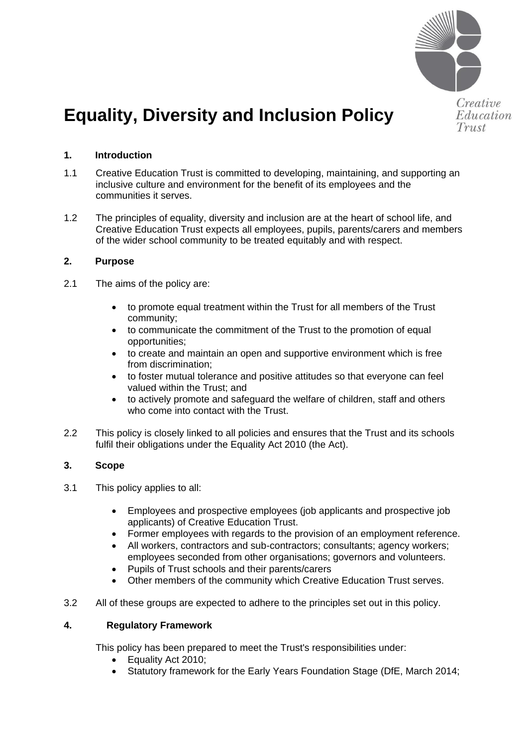# Equality, Diversity and Inclusion Policy

## 1. Introduction

1.1 Creative Education Trust is committed to developing, maintaining, and supporting an inclusive culture and environment for the benefit of its employees and the communities it serves.

1.2 The principles of equality, diversity and inclusion are at the heart of school life, and Creative Education Trust expects all employees, pupils, parents/carers and members of the wider school community to be treated equitably and with respect.

## 2. Purpose

2.1 The aims of the policy are:

- to promote equal treatment within the Trust for all members of the Trust community;
- to communicate the commitment of the Trust to the promotion of equal opportunities;
- to create and maintain an open and supportive environment which is free from discrimination;
- to foster mutual tolerance and positive attitudes so that everyone can feel valued within the Trust; and
- to actively promote and safeguard the welfare of children, staff and others who come into contact with the Trust.

2.2 This policy is closely linked to all policies and ensures that the Trust and its schools fulfil their obligations under the Equality Act 2010 (the Act).

## 3. Scope

3.1 This policy applies to all:

- Employees and prospective employees (job applicants and prospective job applicants) of Creative Education Trust.
- Former employees with regards to the provision of an employment reference.
- All workers, contractors and sub-contractors; consultants; agency workers; employees seconded from other organisations; governors and volunteers.
- Pupils of Trust schools and their parents/carers
- Other members of the community which Creative Education Trust serves.

3.2 All of these groups are expected to adhere to the principles set out in this policy.

## 4. Regulatory Framework

This policy has been prepared to meet the Trust's responsibilities under:

- Equality Act 2010;
- Statutory framework for the Early Years Foundation Stage (DfE, March 2014;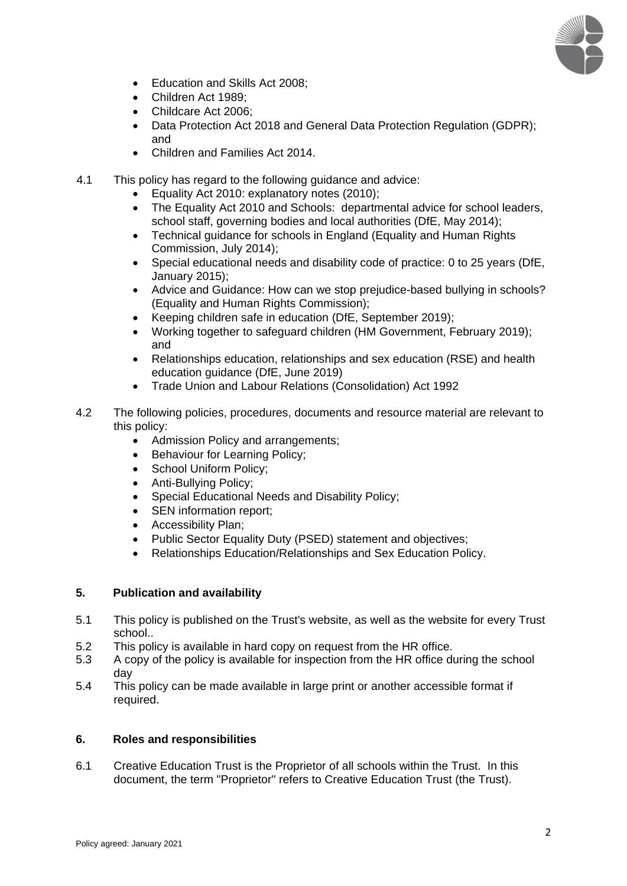- Education and Skills Act 2008;
- Children Act 1989;
- Childcare Act 2006;
- Data Protection Act 2018 and General Data Protection Regulation (GDPR); and
- Children and Families Act 2014.

4.1 This policy has regard to the following guidance and advice:

- Equality Act 2010: explanatory notes (2010);
- The Equality Act 2010 and Schools: departmental advice for school leaders, school staff, governing bodies and local authorities (DfE, May 2014);
- Technical guidance for schools in England (Equality and Human Rights Commission, July 2014);
- Special educational needs and disability code of practice: 0 to 25 years (DfE, January 2015);
- Advice and Guidance: How can we stop prejudice-based bullying in schools? (Equality and Human Rights Commission);
- Keeping children safe in education (DfE, September 2019);
- Working together to safeguard children (HM Government, February 2019); and
- Relationships education, relationships and sex education (RSE) and health education guidance (DfE, June 2019)
- Trade Union and Labour Relations (Consolidation) Act 1992

4.2 The following policies, procedures, documents and resource material are relevant to this policy:

- Admission Policy and arrangements;
- Behaviour for Learning Policy;
- School Uniform Policy;
- Anti-Bullying Policy;
- Special Educational Needs and Disability Policy;
- SEN information report;
- Accessibility Plan;
- Public Sector Equality Duty (PSED) statement and objectives;
- Relationships Education/Relationships and Sex Education Policy.

## 5. Publication and availability

5.1 This policy is published on the Trust's website, as well as the website for every Trust school..

5.2 This policy is available in hard copy on request from the HR office.

5.3 A copy of the policy is available for inspection from the HR office during the school day

5.4 This policy can be made available in large print or another accessible format if required.

## 6. Roles and responsibilities

6.1 Creative Education Trust is the Proprietor of all schools within the Trust. In this document, the term "Proprietor" refers to Creative Education Trust (the Trust).

Policy agreed: January 2021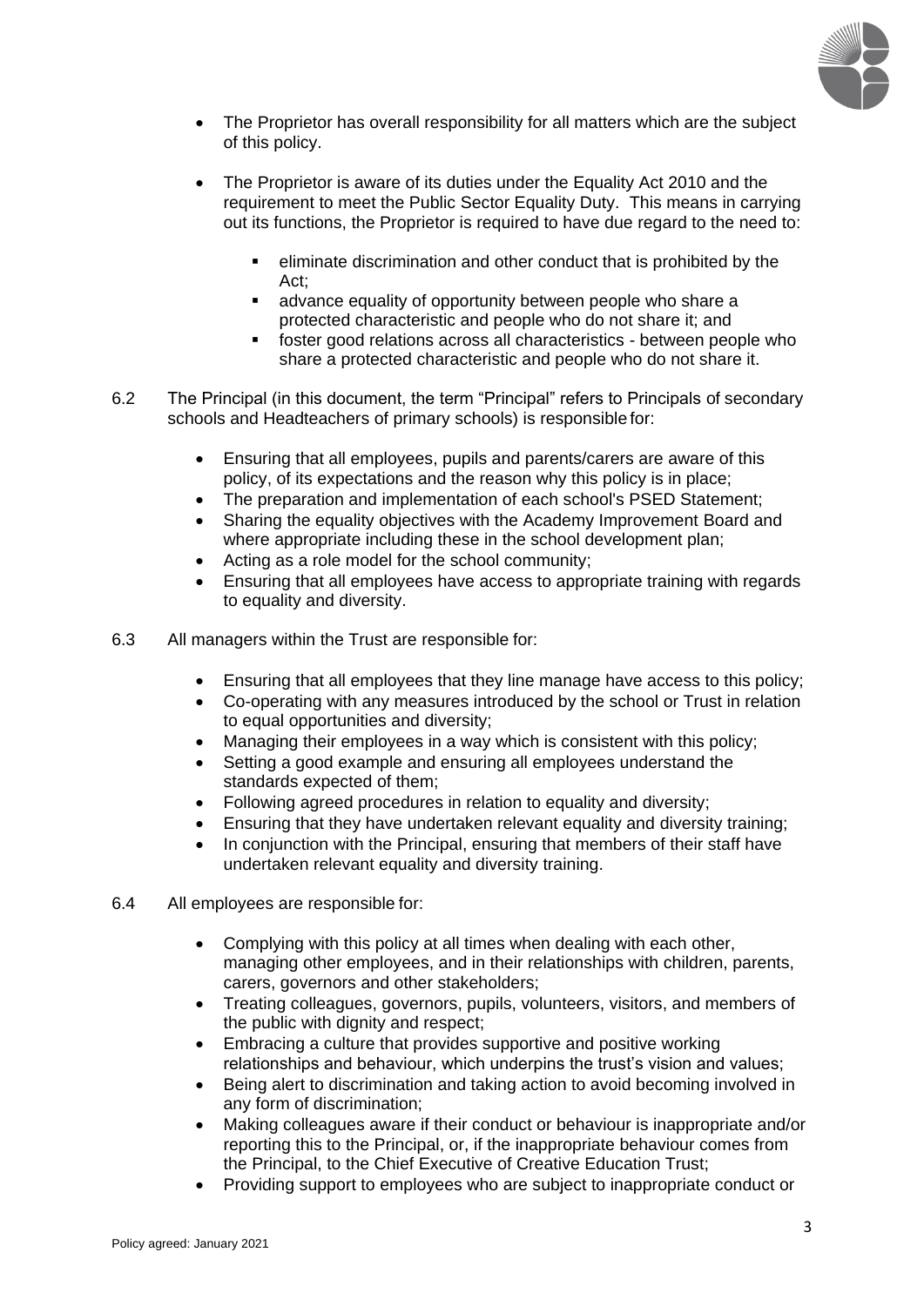- The Proprietor has overall responsibility for all matters which are the subject of this policy.
- The Proprietor is aware of its duties under the Equality Act 2010 and the requirement to meet the Public Sector Equality Duty. This means in carrying out its functions, the Proprietor is required to have due regard to the need to:
  - eliminate discrimination and other conduct that is prohibited by the Act;
  - advance equality of opportunity between people who share a protected characteristic and people who do not share it; and
  - foster good relations across all characteristics - between people who share a protected characteristic and people who do not share it.

6.2 The Principal (in this document, the term "Principal" refers to Principals of secondary schools and Headteachers of primary schools) is responsible for:

- Ensuring that all employees, pupils and parents/carers are aware of this policy, of its expectations and the reason why this policy is in place;
- The preparation and implementation of each school's PSED Statement;
- Sharing the equality objectives with the Academy Improvement Board and where appropriate including these in the school development plan;
- Acting as a role model for the school community;
- Ensuring that all employees have access to appropriate training with regards to equality and diversity.

6.3 All managers within the Trust are responsible for:

- Ensuring that all employees that they line manage have access to this policy;
- Co-operating with any measures introduced by the school or Trust in relation to equal opportunities and diversity;
- Managing their employees in a way which is consistent with this policy;
- Setting a good example and ensuring all employees understand the standards expected of them;
- Following agreed procedures in relation to equality and diversity;
- Ensuring that they have undertaken relevant equality and diversity training;
- In conjunction with the Principal, ensuring that members of their staff have undertaken relevant equality and diversity training.

6.4 All employees are responsible for:

- Complying with this policy at all times when dealing with each other, managing other employees, and in their relationships with children, parents, carers, governors and other stakeholders;
- Treating colleagues, governors, pupils, volunteers, visitors, and members of the public with dignity and respect;
- Embracing a culture that provides supportive and positive working relationships and behaviour, which underpins the trust's vision and values;
- Being alert to discrimination and taking action to avoid becoming involved in any form of discrimination;
- Making colleagues aware if their conduct or behaviour is inappropriate and/or reporting this to the Principal, or, if the inappropriate behaviour comes from the Principal, to the Chief Executive of Creative Education Trust;
- Providing support to employees who are subject to inappropriate conduct or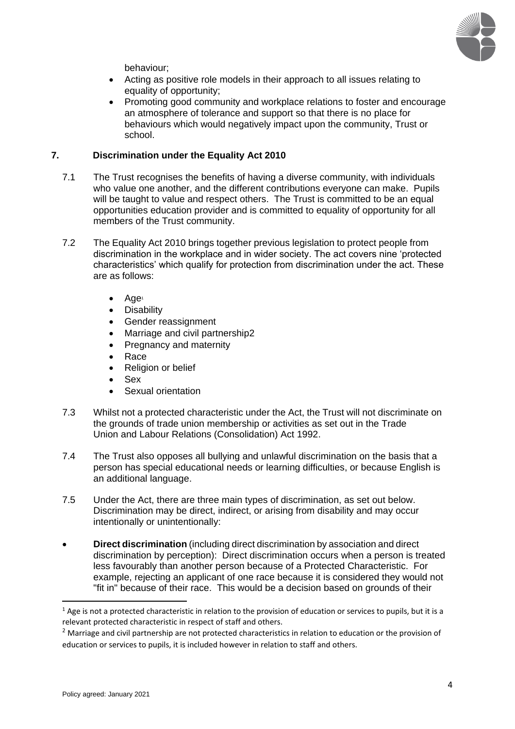behaviour;

- Acting as positive role models in their approach to all issues relating to equality of opportunity;
- Promoting good community and workplace relations to foster and encourage an atmosphere of tolerance and support so that there is no place for behaviours which would negatively impact upon the community, Trust or school.

## 7. Discrimination under the Equality Act 2010

7.1 The Trust recognises the benefits of having a diverse community, with individuals who value one another, and the different contributions everyone can make. Pupils will be taught to value and respect others. The Trust is committed to be an equal opportunities education provider and is committed to equality of opportunity for all members of the Trust community.

7.2 The Equality Act 2010 brings together previous legislation to protect people from discrimination in the workplace and in wider society. The act covers nine 'protected characteristics' which qualify for protection from discrimination under the act. These are as follows:

- Age[1]
- Disability
- Gender reassignment
- Marriage and civil partnership2
- Pregnancy and maternity
- Race
- Religion or belief
- Sex
- Sexual orientation

7.3 Whilst not a protected characteristic under the Act, the Trust will not discriminate on the grounds of trade union membership or activities as set out in the Trade Union and Labour Relations (Consolidation) Act 1992.

7.4 The Trust also opposes all bullying and unlawful discrimination on the basis that a person has special educational needs or learning difficulties, or because English is an additional language.

7.5 Under the Act, there are three main types of discrimination, as set out below. Discrimination may be direct, indirect, or arising from disability and may occur intentionally or unintentionally:

- **Direct discrimination** (including direct discrimination by association and direct discrimination by perception): Direct discrimination occurs when a person is treated less favourably than another person because of a Protected Characteristic. For example, rejecting an applicant of one race because it is considered they would not "fit in" because of their race. This would be a decision based on grounds of their

---

[1] Age is not a protected characteristic in relation to the provision of education or services to pupils, but it is a relevant protected characteristic in respect of staff and others.

[2] Marriage and civil partnership are not protected characteristics in relation to education or the provision of education or services to pupils, it is included however in relation to staff and others.

Policy agreed: January 2021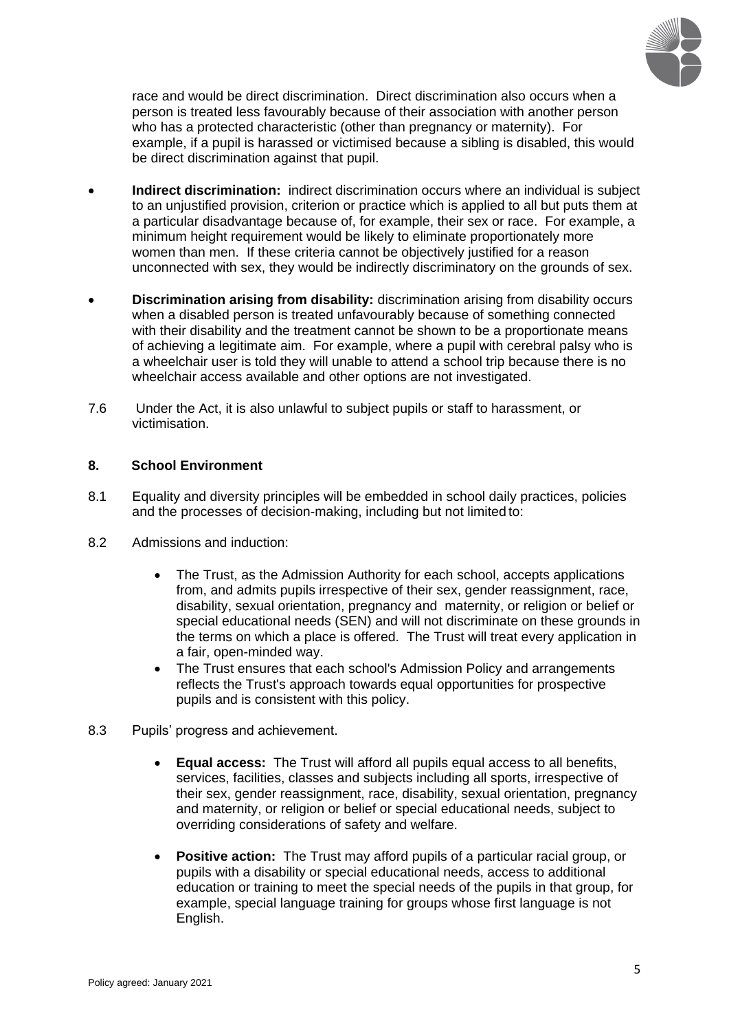race and would be direct discrimination. Direct discrimination also occurs when a person is treated less favourably because of their association with another person who has a protected characteristic (other than pregnancy or maternity). For example, if a pupil is harassed or victimised because a sibling is disabled, this would be direct discrimination against that pupil.

- **Indirect discrimination:** indirect discrimination occurs where an individual is subject to an unjustified provision, criterion or practice which is applied to all but puts them at a particular disadvantage because of, for example, their sex or race. For example, a minimum height requirement would be likely to eliminate proportionately more women than men. If these criteria cannot be objectively justified for a reason unconnected with sex, they would be indirectly discriminatory on the grounds of sex.

- **Discrimination arising from disability:** discrimination arising from disability occurs when a disabled person is treated unfavourably because of something connected with their disability and the treatment cannot be shown to be a proportionate means of achieving a legitimate aim. For example, where a pupil with cerebral palsy who is a wheelchair user is told they will unable to attend a school trip because there is no wheelchair access available and other options are not investigated.

7.6 Under the Act, it is also unlawful to subject pupils or staff to harassment, or victimisation.

## 8. School Environment

8.1 Equality and diversity principles will be embedded in school daily practices, policies and the processes of decision-making, including but not limited to:

8.2 Admissions and induction:

- The Trust, as the Admission Authority for each school, accepts applications from, and admits pupils irrespective of their sex, gender reassignment, race, disability, sexual orientation, pregnancy and maternity, or religion or belief or special educational needs (SEN) and will not discriminate on these grounds in the terms on which a place is offered. The Trust will treat every application in a fair, open-minded way.
- The Trust ensures that each school's Admission Policy and arrangements reflects the Trust's approach towards equal opportunities for prospective pupils and is consistent with this policy.

8.3 Pupils' progress and achievement.

- **Equal access:** The Trust will afford all pupils equal access to all benefits, services, facilities, classes and subjects including all sports, irrespective of their sex, gender reassignment, race, disability, sexual orientation, pregnancy and maternity, or religion or belief or special educational needs, subject to overriding considerations of safety and welfare.

- **Positive action:** The Trust may afford pupils of a particular racial group, or pupils with a disability or special educational needs, access to additional education or training to meet the special needs of the pupils in that group, for example, special language training for groups whose first language is not English.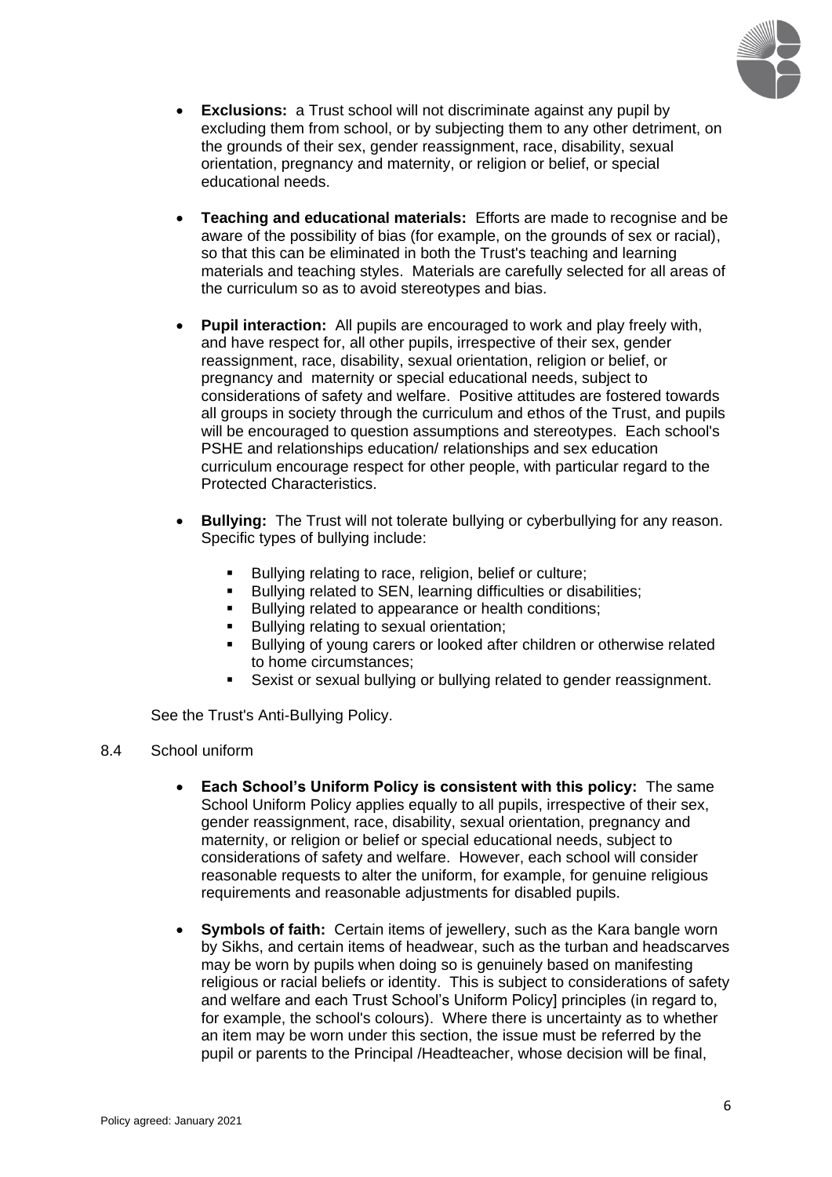- **Exclusions:** a Trust school will not discriminate against any pupil by excluding them from school, or by subjecting them to any other detriment, on the grounds of their sex, gender reassignment, race, disability, sexual orientation, pregnancy and maternity, or religion or belief, or special educational needs.

- **Teaching and educational materials:** Efforts are made to recognise and be aware of the possibility of bias (for example, on the grounds of sex or racial), so that this can be eliminated in both the Trust's teaching and learning materials and teaching styles. Materials are carefully selected for all areas of the curriculum so as to avoid stereotypes and bias.

- **Pupil interaction:** All pupils are encouraged to work and play freely with, and have respect for, all other pupils, irrespective of their sex, gender reassignment, race, disability, sexual orientation, religion or belief, or pregnancy and maternity or special educational needs, subject to considerations of safety and welfare. Positive attitudes are fostered towards all groups in society through the curriculum and ethos of the Trust, and pupils will be encouraged to question assumptions and stereotypes. Each school's PSHE and relationships education/ relationships and sex education curriculum encourage respect for other people, with particular regard to the Protected Characteristics.

- **Bullying:** The Trust will not tolerate bullying or cyberbullying for any reason. Specific types of bullying include:

  - Bullying relating to race, religion, belief or culture;
  - Bullying related to SEN, learning difficulties or disabilities;
  - Bullying related to appearance or health conditions;
  - Bullying relating to sexual orientation;
  - Bullying of young carers or looked after children or otherwise related to home circumstances;
  - Sexist or sexual bullying or bullying related to gender reassignment.

See the Trust's Anti-Bullying Policy.

8.4 School uniform

- **Each School's Uniform Policy is consistent with this policy:** The same School Uniform Policy applies equally to all pupils, irrespective of their sex, gender reassignment, race, disability, sexual orientation, pregnancy and maternity, or religion or belief or special educational needs, subject to considerations of safety and welfare. However, each school will consider reasonable requests to alter the uniform, for example, for genuine religious requirements and reasonable adjustments for disabled pupils.

- **Symbols of faith:** Certain items of jewellery, such as the Kara bangle worn by Sikhs, and certain items of headwear, such as the turban and headscarves may be worn by pupils when doing so is genuinely based on manifesting religious or racial beliefs or identity. This is subject to considerations of safety and welfare and each Trust School's Uniform Policy] principles (in regard to, for example, the school's colours). Where there is uncertainty as to whether an item may be worn under this section, the issue must be referred by the pupil or parents to the Principal /Headteacher, whose decision will be final,

Policy agreed: January 2021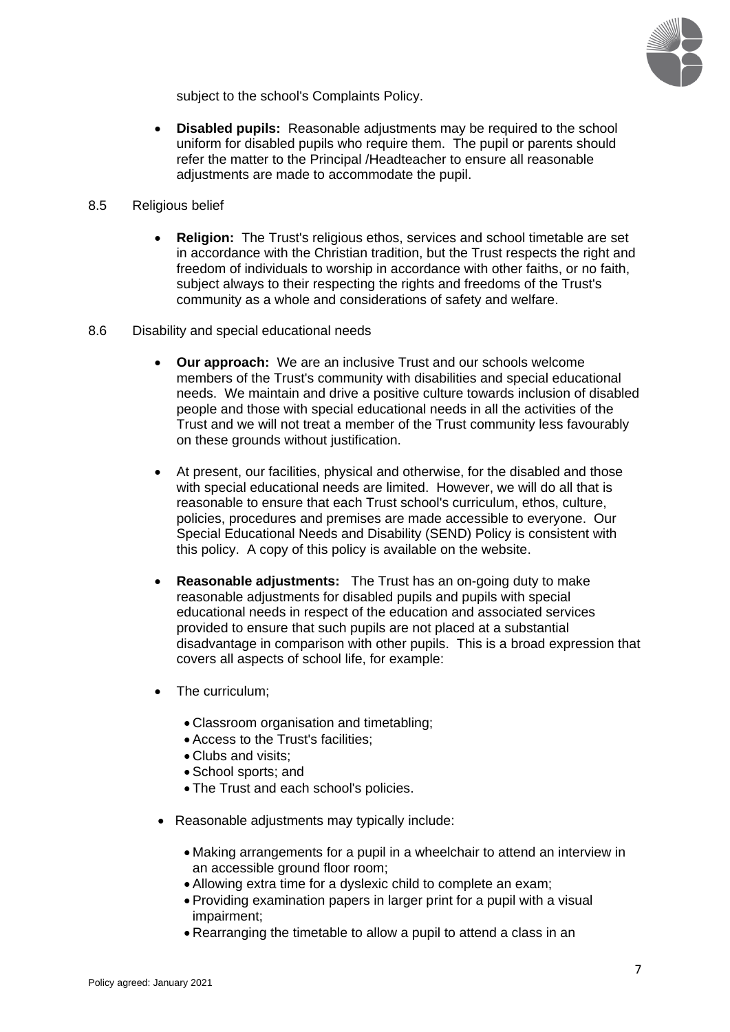subject to the school's Complaints Policy.

- **Disabled pupils:** Reasonable adjustments may be required to the school uniform for disabled pupils who require them. The pupil or parents should refer the matter to the Principal /Headteacher to ensure all reasonable adjustments are made to accommodate the pupil.

8.5 Religious belief

- **Religion:** The Trust's religious ethos, services and school timetable are set in accordance with the Christian tradition, but the Trust respects the right and freedom of individuals to worship in accordance with other faiths, or no faith, subject always to their respecting the rights and freedoms of the Trust's community as a whole and considerations of safety and welfare.

8.6 Disability and special educational needs

- **Our approach:** We are an inclusive Trust and our schools welcome members of the Trust's community with disabilities and special educational needs. We maintain and drive a positive culture towards inclusion of disabled people and those with special educational needs in all the activities of the Trust and we will not treat a member of the Trust community less favourably on these grounds without justification.

- At present, our facilities, physical and otherwise, for the disabled and those with special educational needs are limited. However, we will do all that is reasonable to ensure that each Trust school's curriculum, ethos, culture, policies, procedures and premises are made accessible to everyone. Our Special Educational Needs and Disability (SEND) Policy is consistent with this policy. A copy of this policy is available on the website.

- **Reasonable adjustments:** The Trust has an on-going duty to make reasonable adjustments for disabled pupils and pupils with special educational needs in respect of the education and associated services provided to ensure that such pupils are not placed at a substantial disadvantage in comparison with other pupils. This is a broad expression that covers all aspects of school life, for example:

- The curriculum;
  - Classroom organisation and timetabling;
  - Access to the Trust's facilities;
  - Clubs and visits;
  - School sports; and
  - The Trust and each school's policies.

- Reasonable adjustments may typically include:
  - Making arrangements for a pupil in a wheelchair to attend an interview in an accessible ground floor room;
  - Allowing extra time for a dyslexic child to complete an exam;
  - Providing examination papers in larger print for a pupil with a visual impairment;
  - Rearranging the timetable to allow a pupil to attend a class in an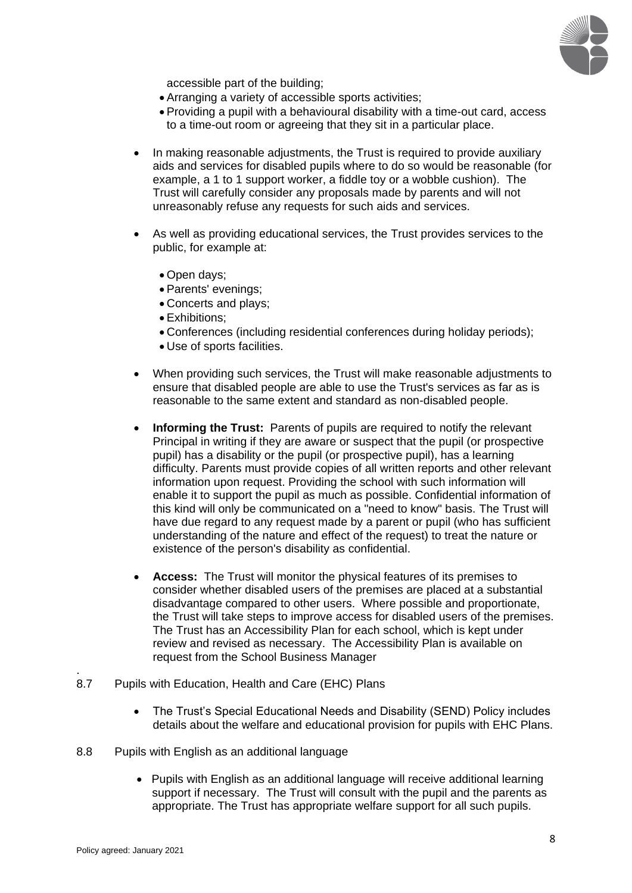accessible part of the building;

- Arranging a variety of accessible sports activities;
- Providing a pupil with a behavioural disability with a time-out card, access to a time-out room or agreeing that they sit in a particular place.

- In making reasonable adjustments, the Trust is required to provide auxiliary aids and services for disabled pupils where to do so would be reasonable (for example, a 1 to 1 support worker, a fiddle toy or a wobble cushion). The Trust will carefully consider any proposals made by parents and will not unreasonably refuse any requests for such aids and services.

- As well as providing educational services, the Trust provides services to the public, for example at:
  - Open days;
  - Parents' evenings;
  - Concerts and plays;
  - Exhibitions;
  - Conferences (including residential conferences during holiday periods);
  - Use of sports facilities.

- When providing such services, the Trust will make reasonable adjustments to ensure that disabled people are able to use the Trust's services as far as is reasonable to the same extent and standard as non-disabled people.

- **Informing the Trust:** Parents of pupils are required to notify the relevant Principal in writing if they are aware or suspect that the pupil (or prospective pupil) has a disability or the pupil (or prospective pupil), has a learning difficulty. Parents must provide copies of all written reports and other relevant information upon request. Providing the school with such information will enable it to support the pupil as much as possible. Confidential information of this kind will only be communicated on a "need to know" basis. The Trust will have due regard to any request made by a parent or pupil (who has sufficient understanding of the nature and effect of the request) to treat the nature or existence of the person's disability as confidential.

- **Access:** The Trust will monitor the physical features of its premises to consider whether disabled users of the premises are placed at a substantial disadvantage compared to other users. Where possible and proportionate, the Trust will take steps to improve access for disabled users of the premises. The Trust has an Accessibility Plan for each school, which is kept under review and revised as necessary. The Accessibility Plan is available on request from the School Business Manager

8.7 Pupils with Education, Health and Care (EHC) Plans

- The Trust's Special Educational Needs and Disability (SEND) Policy includes details about the welfare and educational provision for pupils with EHC Plans.

8.8 Pupils with English as an additional language

- Pupils with English as an additional language will receive additional learning support if necessary. The Trust will consult with the pupil and the parents as appropriate. The Trust has appropriate welfare support for all such pupils.

Policy agreed: January 2021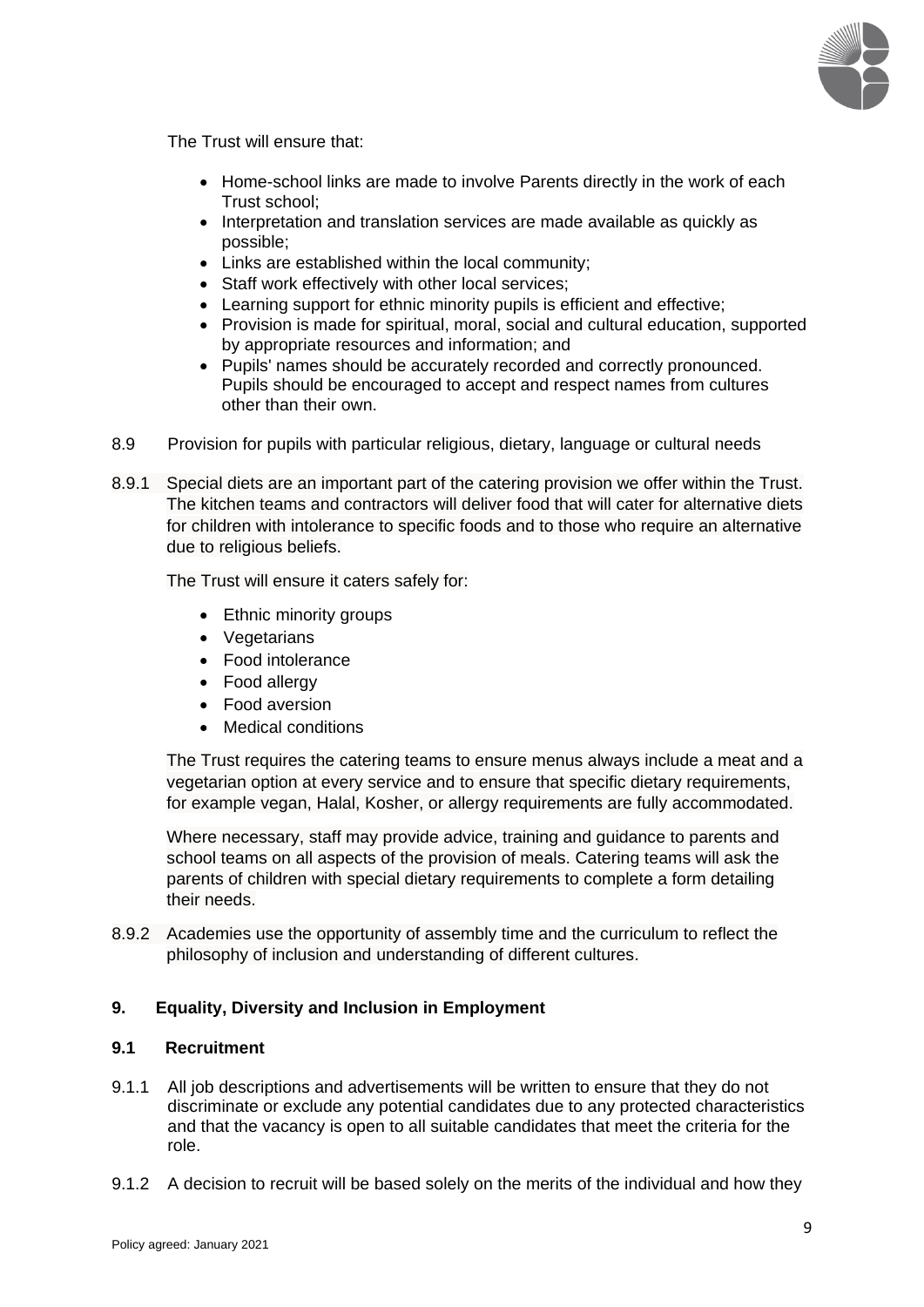The Trust will ensure that:

- Home-school links are made to involve Parents directly in the work of each Trust school;
- Interpretation and translation services are made available as quickly as possible;
- Links are established within the local community;
- Staff work effectively with other local services;
- Learning support for ethnic minority pupils is efficient and effective;
- Provision is made for spiritual, moral, social and cultural education, supported by appropriate resources and information; and
- Pupils' names should be accurately recorded and correctly pronounced. Pupils should be encouraged to accept and respect names from cultures other than their own.

8.9 Provision for pupils with particular religious, dietary, language or cultural needs

8.9.1 Special diets are an important part of the catering provision we offer within the Trust. The kitchen teams and contractors will deliver food that will cater for alternative diets for children with intolerance to specific foods and to those who require an alternative due to religious beliefs.

The Trust will ensure it caters safely for:

- Ethnic minority groups
- Vegetarians
- Food intolerance
- Food allergy
- Food aversion
- Medical conditions

The Trust requires the catering teams to ensure menus always include a meat and a vegetarian option at every service and to ensure that specific dietary requirements, for example vegan, Halal, Kosher, or allergy requirements are fully accommodated.

Where necessary, staff may provide advice, training and guidance to parents and school teams on all aspects of the provision of meals. Catering teams will ask the parents of children with special dietary requirements to complete a form detailing their needs.

8.9.2 Academies use the opportunity of assembly time and the curriculum to reflect the philosophy of inclusion and understanding of different cultures.

## 9. Equality, Diversity and Inclusion in Employment

### 9.1 Recruitment

9.1.1 All job descriptions and advertisements will be written to ensure that they do not discriminate or exclude any potential candidates due to any protected characteristics and that the vacancy is open to all suitable candidates that meet the criteria for the role.

9.1.2 A decision to recruit will be based solely on the merits of the individual and how they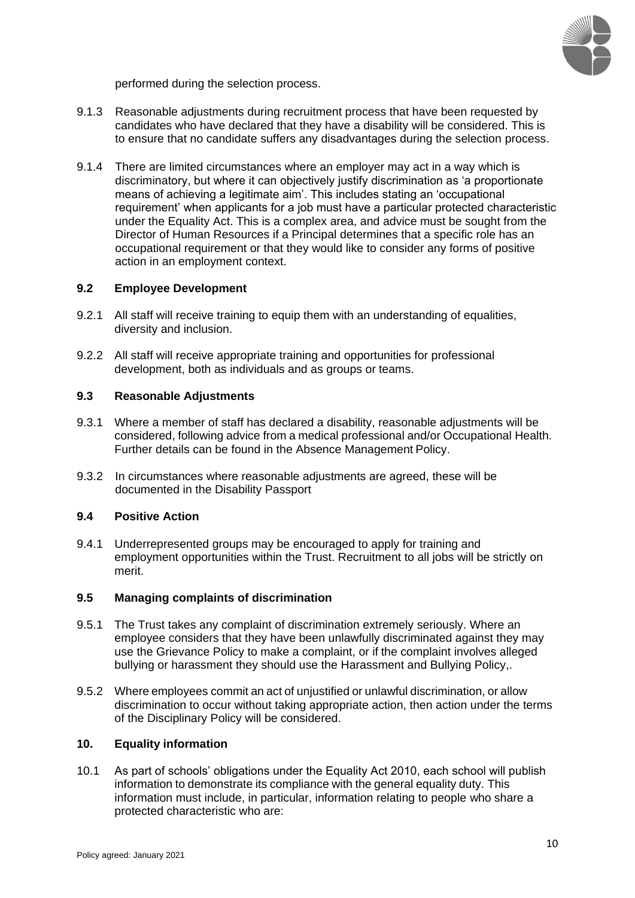performed during the selection process.

9.1.3 Reasonable adjustments during recruitment process that have been requested by candidates who have declared that they have a disability will be considered. This is to ensure that no candidate suffers any disadvantages during the selection process.

9.1.4 There are limited circumstances where an employer may act in a way which is discriminatory, but where it can objectively justify discrimination as 'a proportionate means of achieving a legitimate aim'. This includes stating an 'occupational requirement' when applicants for a job must have a particular protected characteristic under the Equality Act. This is a complex area, and advice must be sought from the Director of Human Resources if a Principal determines that a specific role has an occupational requirement or that they would like to consider any forms of positive action in an employment context.

### 9.2 Employee Development

9.2.1 All staff will receive training to equip them with an understanding of equalities, diversity and inclusion.

9.2.2 All staff will receive appropriate training and opportunities for professional development, both as individuals and as groups or teams.

### 9.3 Reasonable Adjustments

9.3.1 Where a member of staff has declared a disability, reasonable adjustments will be considered, following advice from a medical professional and/or Occupational Health. Further details can be found in the Absence Management Policy.

9.3.2 In circumstances where reasonable adjustments are agreed, these will be documented in the Disability Passport

### 9.4 Positive Action

9.4.1 Underrepresented groups may be encouraged to apply for training and employment opportunities within the Trust. Recruitment to all jobs will be strictly on merit.

### 9.5 Managing complaints of discrimination

9.5.1 The Trust takes any complaint of discrimination extremely seriously. Where an employee considers that they have been unlawfully discriminated against they may use the Grievance Policy to make a complaint, or if the complaint involves alleged bullying or harassment they should use the Harassment and Bullying Policy,.

9.5.2 Where employees commit an act of unjustified or unlawful discrimination, or allow discrimination to occur without taking appropriate action, then action under the terms of the Disciplinary Policy will be considered.

## 10. Equality information

10.1 As part of schools' obligations under the Equality Act 2010, each school will publish information to demonstrate its compliance with the general equality duty. This information must include, in particular, information relating to people who share a protected characteristic who are: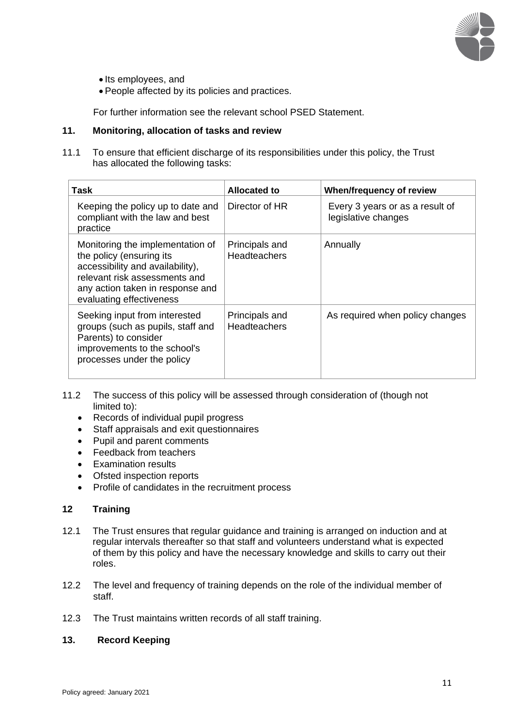- Its employees, and
- People affected by its policies and practices.

For further information see the relevant school PSED Statement.

## 11. Monitoring, allocation of tasks and review

11.1 To ensure that efficient discharge of its responsibilities under this policy, the Trust has allocated the following tasks:

| Task | Allocated to | When/frequency of review |
|---|---|---|
| Keeping the policy up to date and compliant with the law and best practice | Director of HR | Every 3 years or as a result of legislative changes |
| Monitoring the implementation of the policy (ensuring its accessibility and availability), relevant risk assessments and any action taken in response and evaluating effectiveness | Principals and Headteachers | Annually |
| Seeking input from interested groups (such as pupils, staff and Parents) to consider improvements to the school's processes under the policy | Principals and Headteachers | As required when policy changes |

11.2 The success of this policy will be assessed through consideration of (though not limited to):

- Records of individual pupil progress
- Staff appraisals and exit questionnaires
- Pupil and parent comments
- Feedback from teachers
- Examination results
- Ofsted inspection reports
- Profile of candidates in the recruitment process

## 12 Training

12.1 The Trust ensures that regular guidance and training is arranged on induction and at regular intervals thereafter so that staff and volunteers understand what is expected of them by this policy and have the necessary knowledge and skills to carry out their roles.

12.2 The level and frequency of training depends on the role of the individual member of staff.

12.3 The Trust maintains written records of all staff training.

## 13. Record Keeping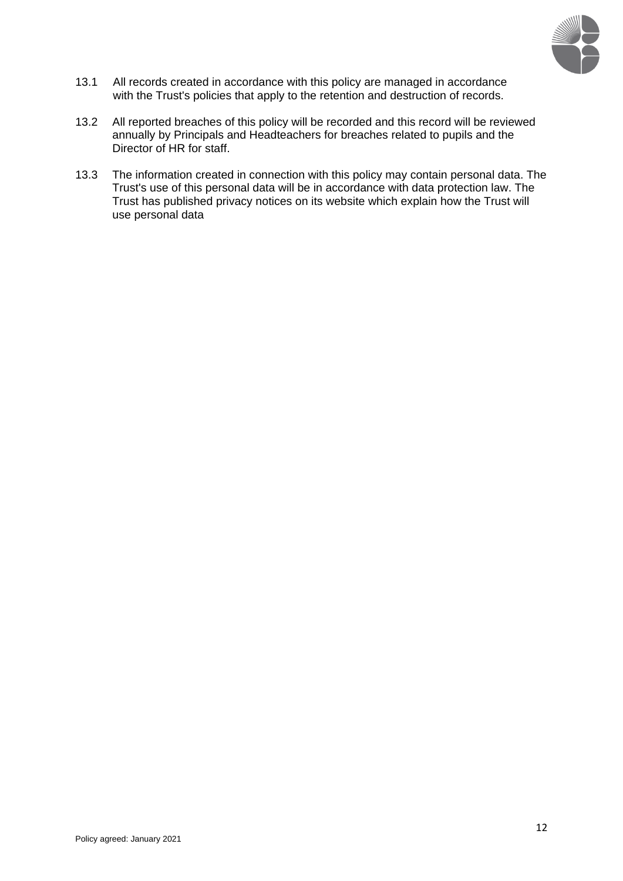13.1 All records created in accordance with this policy are managed in accordance with the Trust's policies that apply to the retention and destruction of records.

13.2 All reported breaches of this policy will be recorded and this record will be reviewed annually by Principals and Headteachers for breaches related to pupils and the Director of HR for staff.

13.3 The information created in connection with this policy may contain personal data. The Trust's use of this personal data will be in accordance with data protection law. The Trust has published privacy notices on its website which explain how the Trust will use personal data

Policy agreed: January 2021